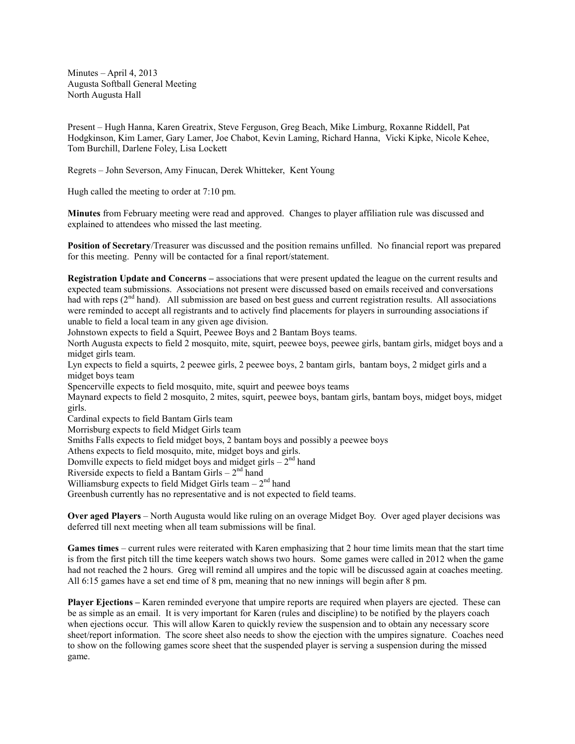Minutes – April 4, 2013
Augusta Softball General Meeting
North Augusta Hall

Present – Hugh Hanna, Karen Greatrix, Steve Ferguson, Greg Beach, Mike Limburg, Roxanne Riddell, Pat Hodgkinson, Kim Lamer, Gary Lamer, Joe Chabot, Kevin Laming, Richard Hanna, Vicki Kipke, Nicole Kehee, Tom Burchill, Darlene Foley, Lisa Lockett

Regrets – John Severson, Amy Finucan, Derek Whitteker, Kent Young

Hugh called the meeting to order at 7:10 pm.

**Minutes** from February meeting were read and approved. Changes to player affiliation rule was discussed and explained to attendees who missed the last meeting.

**Position of Secretary**/Treasurer was discussed and the position remains unfilled. No financial report was prepared for this meeting. Penny will be contacted for a final report/statement.

**Registration Update and Concerns –** associations that were present updated the league on the current results and expected team submissions. Associations not present were discussed based on emails received and conversations had with reps (2nd hand). All submission are based on best guess and current registration results. All associations were reminded to accept all registrants and to actively find placements for players in surrounding associations if unable to field a local team in any given age division.

Johnstown expects to field a Squirt, Peewee Boys and 2 Bantam Boys teams.

North Augusta expects to field 2 mosquito, mite, squirt, peewee boys, peewee girls, bantam girls, midget boys and a midget girls team.

Lyn expects to field a squirts, 2 peewee girls, 2 peewee boys, 2 bantam girls, bantam boys, 2 midget girls and a midget boys team

Spencerville expects to field mosquito, mite, squirt and peewee boys teams

Maynard expects to field 2 mosquito, 2 mites, squirt, peewee boys, bantam girls, bantam boys, midget boys, midget girls.

Cardinal expects to field Bantam Girls team

Morrisburg expects to field Midget Girls team

Smiths Falls expects to field midget boys, 2 bantam boys and possibly a peewee boys

Athens expects to field mosquito, mite, midget boys and girls.

Domville expects to field midget boys and midget girls – 2nd hand

Riverside expects to field a Bantam Girls – 2nd hand

Williamsburg expects to field Midget Girls team – 2nd hand

Greenbush currently has no representative and is not expected to field teams.

**Over aged Players** – North Augusta would like ruling on an overage Midget Boy. Over aged player decisions was deferred till next meeting when all team submissions will be final.

**Games times** – current rules were reiterated with Karen emphasizing that 2 hour time limits mean that the start time is from the first pitch till the time keepers watch shows two hours. Some games were called in 2012 when the game had not reached the 2 hours. Greg will remind all umpires and the topic will be discussed again at coaches meeting. All 6:15 games have a set end time of 8 pm, meaning that no new innings will begin after 8 pm.

**Player Ejections –** Karen reminded everyone that umpire reports are required when players are ejected. These can be as simple as an email. It is very important for Karen (rules and discipline) to be notified by the players coach when ejections occur. This will allow Karen to quickly review the suspension and to obtain any necessary score sheet/report information. The score sheet also needs to show the ejection with the umpires signature. Coaches need to show on the following games score sheet that the suspended player is serving a suspension during the missed game.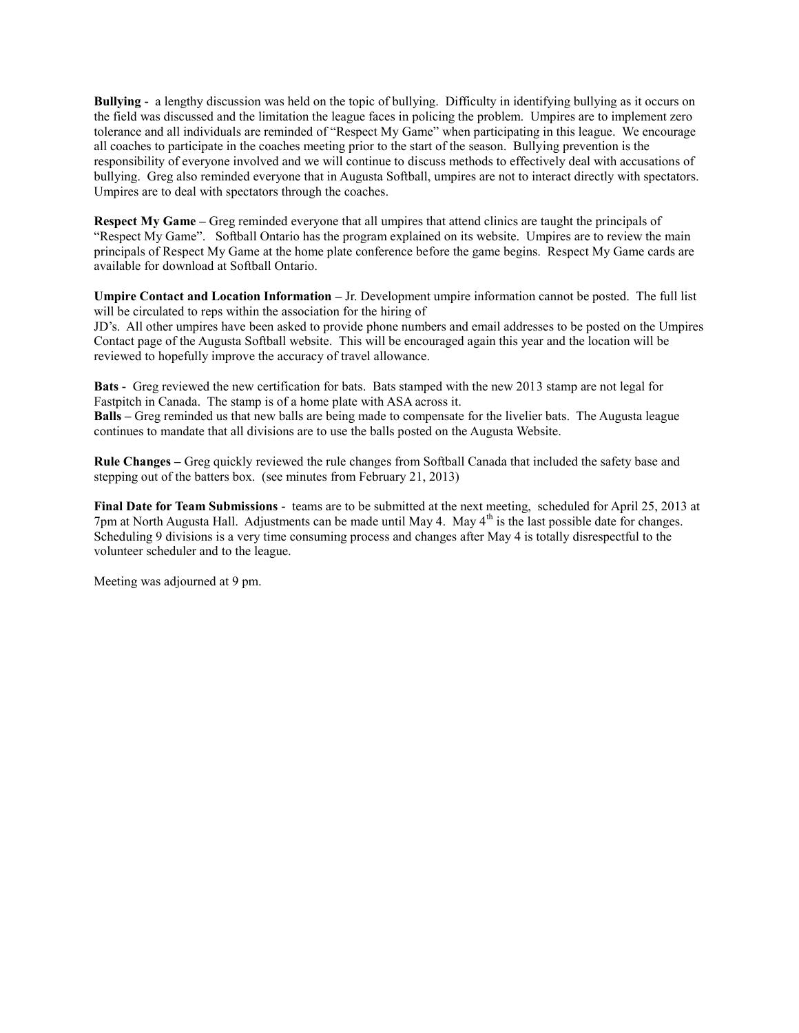**Bullying** - a lengthy discussion was held on the topic of bullying. Difficulty in identifying bullying as it occurs on the field was discussed and the limitation the league faces in policing the problem. Umpires are to implement zero tolerance and all individuals are reminded of "Respect My Game" when participating in this league. We encourage all coaches to participate in the coaches meeting prior to the start of the season. Bullying prevention is the responsibility of everyone involved and we will continue to discuss methods to effectively deal with accusations of bullying. Greg also reminded everyone that in Augusta Softball, umpires are not to interact directly with spectators. Umpires are to deal with spectators through the coaches.

**Respect My Game –** Greg reminded everyone that all umpires that attend clinics are taught the principals of "Respect My Game". Softball Ontario has the program explained on its website. Umpires are to review the main principals of Respect My Game at the home plate conference before the game begins. Respect My Game cards are available for download at Softball Ontario.

**Umpire Contact and Location Information –** Jr. Development umpire information cannot be posted. The full list will be circulated to reps within the association for the hiring of JD's. All other umpires have been asked to provide phone numbers and email addresses to be posted on the Umpires Contact page of the Augusta Softball website. This will be encouraged again this year and the location will be reviewed to hopefully improve the accuracy of travel allowance.

**Bats -** Greg reviewed the new certification for bats. Bats stamped with the new 2013 stamp are not legal for Fastpitch in Canada. The stamp is of a home plate with ASA across it.

**Balls –** Greg reminded us that new balls are being made to compensate for the livelier bats. The Augusta league continues to mandate that all divisions are to use the balls posted on the Augusta Website.

**Rule Changes –** Greg quickly reviewed the rule changes from Softball Canada that included the safety base and stepping out of the batters box. (see minutes from February 21, 2013)

**Final Date for Team Submissions -** teams are to be submitted at the next meeting, scheduled for April 25, 2013 at 7pm at North Augusta Hall. Adjustments can be made until May 4. May 4th is the last possible date for changes. Scheduling 9 divisions is a very time consuming process and changes after May 4 is totally disrespectful to the volunteer scheduler and to the league.

Meeting was adjourned at 9 pm.